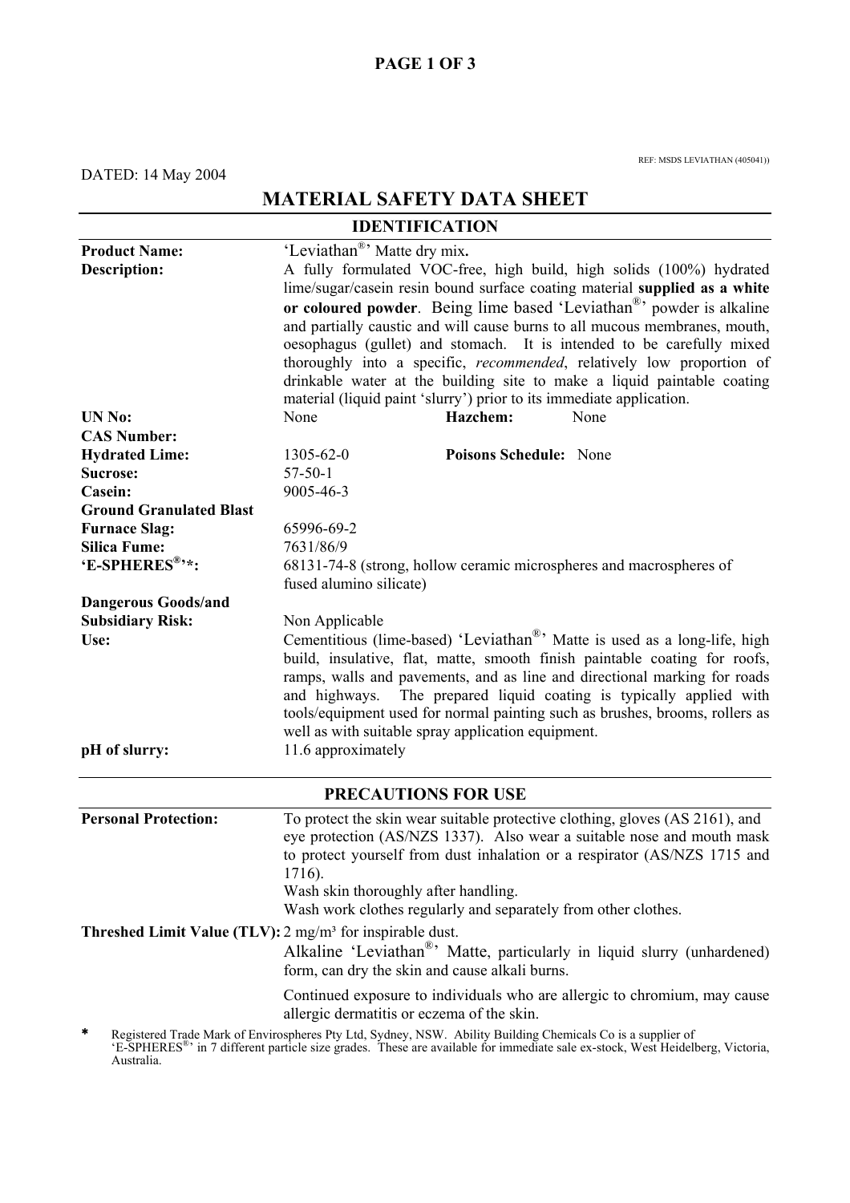REF: MSDS LEVIATHAN (405041))

DATED: 14 May 2004

# MATERIAL SAFETY DATA SHEET

## IDENTIFICATION

| | |
|---|---|
| **Product Name:** | 'Leviathan®' Matte dry mix**.** |
| **Description:** | A fully formulated VOC-free, high build, high solids (100%) hydrated lime/sugar/casein resin bound surface coating material **supplied as a white or coloured powder**. Being lime based 'Leviathan®' powder is alkaline and partially caustic and will cause burns to all mucous membranes, mouth, oesophagus (gullet) and stomach. It is intended to be carefully mixed thoroughly into a specific, *recommended*, relatively low proportion of drinkable water at the building site to make a liquid paintable coating material (liquid paint 'slurry') prior to its immediate application. |
| **UN No:** | None **Hazchem:** None |
| **CAS Number:** | |
| **Hydrated Lime:** | 1305-62-0 **Poisons Schedule:** None |
| **Sucrose:** | 57-50-1 |
| **Casein:** | 9005-46-3 |
| **Ground Granulated Blast Furnace Slag:** | 65996-69-2 |
| **Silica Fume:** | 7631/86/9 |
| **'E-SPHERES®'*:** | 68131-74-8 (strong, hollow ceramic microspheres and macrospheres of fused alumino silicate) |
| **Dangerous Goods/and Subsidiary Risk:** | Non Applicable |
| **Use:** | Cementitious (lime-based) 'Leviathan®' Matte is used as a long-life, high build, insulative, flat, matte, smooth finish paintable coating for roofs, ramps, walls and pavements, and as line and directional marking for roads and highways. The prepared liquid coating is typically applied with tools/equipment used for normal painting such as brushes, brooms, rollers as well as with suitable spray application equipment. |
| **pH of slurry:** | 11.6 approximately |

## PRECAUTIONS FOR USE

| | |
|---|---|
| **Personal Protection:** | To protect the skin wear suitable protective clothing, gloves (AS 2161), and eye protection (AS/NZS 1337). Also wear a suitable nose and mouth mask to protect yourself from dust inhalation or a respirator (AS/NZS 1715 and 1716).<br>Wash skin thoroughly after handling.<br>Wash work clothes regularly and separately from other clothes. |
| **Threshed Limit Value (TLV):** | 2 mg/m³ for inspirable dust.<br>Alkaline 'Leviathan®' Matte, particularly in liquid slurry (unhardened) form, can dry the skin and cause alkali burns.<br>Continued exposure to individuals who are allergic to chromium, may cause allergic dermatitis or eczema of the skin. |

\* Registered Trade Mark of Envirospheres Pty Ltd, Sydney, NSW. Ability Building Chemicals Co is a supplier of 'E-SPHERES®' in 7 different particle size grades. These are available for immediate sale ex-stock, West Heidelberg, Victoria, Australia.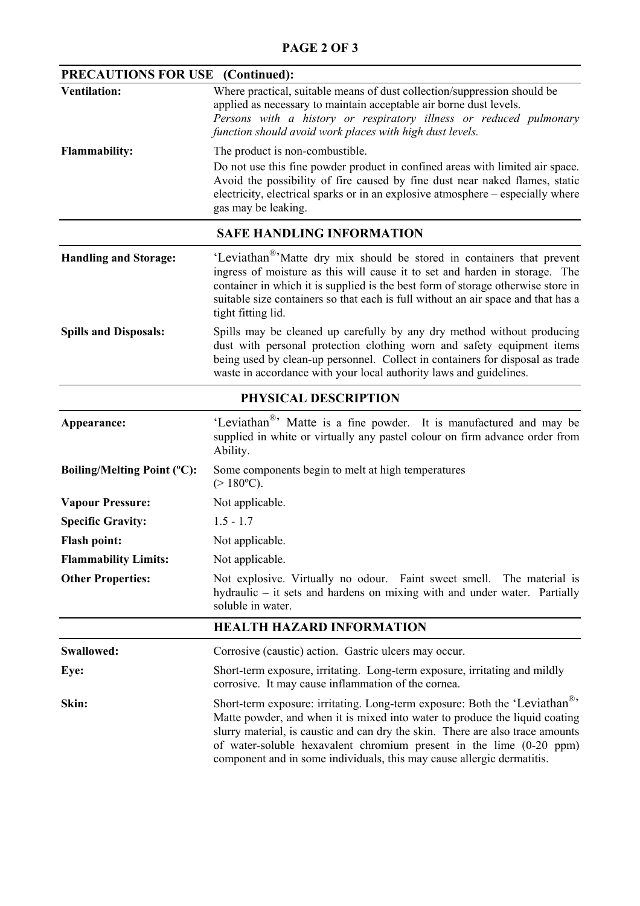## PRECAUTIONS FOR USE (Continued):

| | |
|---|---|
| **Ventilation:** | Where practical, suitable means of dust collection/suppression should be applied as necessary to maintain acceptable air borne dust levels. *Persons with a history or respiratory illness or reduced pulmonary function should avoid work places with high dust levels.* |
| **Flammability:** | The product is non-combustible. Do not use this fine powder product in confined areas with limited air space. Avoid the possibility of fire caused by fine dust near naked flames, static electricity, electrical sparks or in an explosive atmosphere – especially where gas may be leaking. |

## SAFE HANDLING INFORMATION

| | |
|---|---|
| **Handling and Storage:** | 'Leviathan®'Matte dry mix should be stored in containers that prevent ingress of moisture as this will cause it to set and harden in storage. The container in which it is supplied is the best form of storage otherwise store in suitable size containers so that each is full without an air space and that has a tight fitting lid. |
| **Spills and Disposals:** | Spills may be cleaned up carefully by any dry method without producing dust with personal protection clothing worn and safety equipment items being used by clean-up personnel. Collect in containers for disposal as trade waste in accordance with your local authority laws and guidelines. |

## PHYSICAL DESCRIPTION

| | |
|---|---|
| **Appearance:** | 'Leviathan®' Matte is a fine powder. It is manufactured and may be supplied in white or virtually any pastel colour on firm advance order from Ability. |
| **Boiling/Melting Point (ºC):** | Some components begin to melt at high temperatures (> 180ºC). |
| **Vapour Pressure:** | Not applicable. |
| **Specific Gravity:** | 1.5 - 1.7 |
| **Flash point:** | Not applicable. |
| **Flammability Limits:** | Not applicable. |
| **Other Properties:** | Not explosive. Virtually no odour. Faint sweet smell. The material is hydraulic – it sets and hardens on mixing with and under water. Partially soluble in water. |

## HEALTH HAZARD INFORMATION

| | |
|---|---|
| **Swallowed:** | Corrosive (caustic) action. Gastric ulcers may occur. |
| **Eye:** | Short-term exposure, irritating. Long-term exposure, irritating and mildly corrosive. It may cause inflammation of the cornea. |
| **Skin:** | Short-term exposure: irritating. Long-term exposure: Both the 'Leviathan®' Matte powder, and when it is mixed into water to produce the liquid coating slurry material, is caustic and can dry the skin. There are also trace amounts of water-soluble hexavalent chromium present in the lime (0-20 ppm) component and in some individuals, this may cause allergic dermatitis. |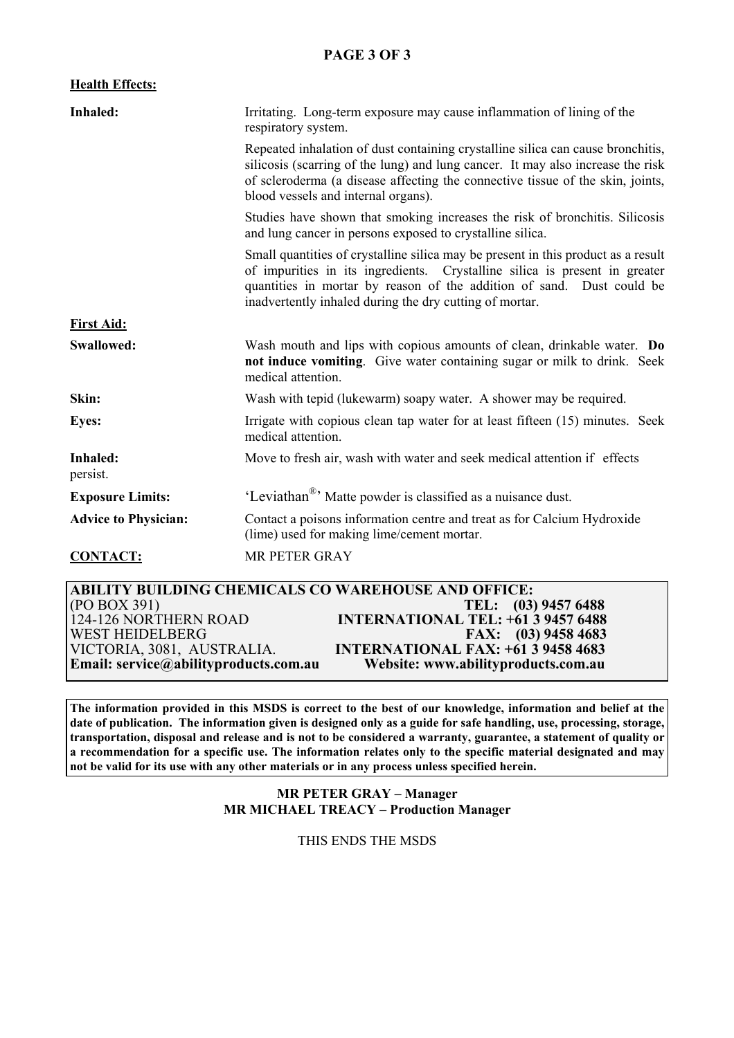**Health Effects:**

**Inhaled:** Irritating. Long-term exposure may cause inflammation of lining of the respiratory system.

Repeated inhalation of dust containing crystalline silica can cause bronchitis, silicosis (scarring of the lung) and lung cancer. It may also increase the risk of scleroderma (a disease affecting the connective tissue of the skin, joints, blood vessels and internal organs).

Studies have shown that smoking increases the risk of bronchitis. Silicosis and lung cancer in persons exposed to crystalline silica.

Small quantities of crystalline silica may be present in this product as a result of impurities in its ingredients. Crystalline silica is present in greater quantities in mortar by reason of the addition of sand. Dust could be inadvertently inhaled during the dry cutting of mortar.

**First Aid:**

**Swallowed:** Wash mouth and lips with copious amounts of clean, drinkable water. **Do not induce vomiting**. Give water containing sugar or milk to drink. Seek medical attention.

**Skin:** Wash with tepid (lukewarm) soapy water. A shower may be required.

**Eyes:** Irrigate with copious clean tap water for at least fifteen (15) minutes. Seek medical attention.

**Inhaled:** Move to fresh air, wash with water and seek medical attention if effects persist.

**Exposure Limits:** 'Leviathan®' Matte powder is classified as a nuisance dust.

**Advice to Physician:** Contact a poisons information centre and treat as for Calcium Hydroxide (lime) used for making lime/cement mortar.

**CONTACT:** MR PETER GRAY

**ABILITY BUILDING CHEMICALS CO WAREHOUSE AND OFFICE:**

(PO BOX 391)
124-126 NORTHERN ROAD
WEST HEIDELBERG
VICTORIA, 3081, AUSTRALIA.
**Email: service@abilityproducts.com.au**

**TEL: (03) 9457 6488**
**INTERNATIONAL TEL: +61 3 9457 6488**
**FAX: (03) 9458 4683**
**INTERNATIONAL FAX: +61 3 9458 4683**
**Website: www.abilityproducts.com.au**

**The information provided in this MSDS is correct to the best of our knowledge, information and belief at the date of publication. The information given is designed only as a guide for safe handling, use, processing, storage, transportation, disposal and release and is not to be considered a warranty, guarantee, a statement of quality or a recommendation for a specific use. The information relates only to the specific material designated and may not be valid for its use with any other materials or in any process unless specified herein.**

**MR PETER GRAY – Manager**
**MR MICHAEL TREACY – Production Manager**

THIS ENDS THE MSDS